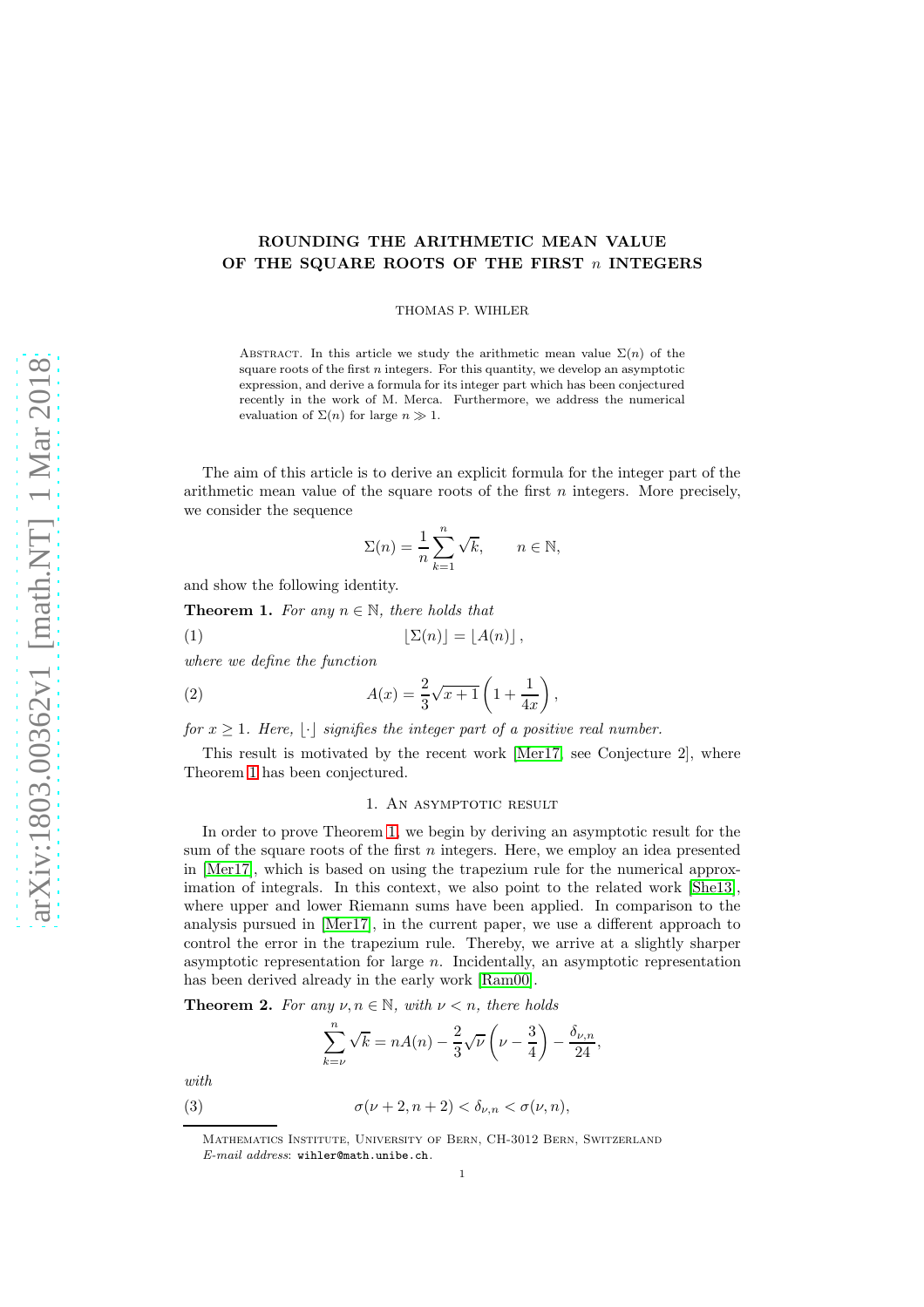# ROUNDING THE ARITHMETIC MEAN VALUE OF THE SQUARE ROOTS OF THE FIRST $n$ INTEGERS

THOMAS P. WIHLER

Abstract. In this article we study the arithmetic mean value $\Sigma(n)$ of the square roots of the first $n$ integers. For this quantity, we develop an asymptotic expression, and derive a formula for its integer part which has been conjectured recently in the work of M. Merca. Furthermore, we address the numerical evaluation of $\Sigma(n)$ for large $n \gg 1$.

The aim of this article is to derive an explicit formula for the integer part of the arithmetic mean value of the square roots of the first $n$ integers. More precisely, we consider the sequence

$$\Sigma(n) = \frac{1}{n}\sum_{k=1}^{n}\sqrt{k}, \qquad n \in \mathbb{N},$$

and show the following identity.

**Theorem 1.** *For any $n \in \mathbb{N}$, there holds that*

$$\lfloor \Sigma(n) \rfloor = \lfloor A(n) \rfloor, \tag{1}$$

*where we define the function*

$$A(x) = \frac{2}{3}\sqrt{x+1}\left(1 + \frac{1}{4x}\right), \tag{2}$$

*for $x \geq 1$. Here, $\lfloor \cdot \rfloor$ signifies the integer part of a positive real number.*

This result is motivated by the recent work [Mer17, see Conjecture 2], where Theorem 1 has been conjectured.

## 1. An asymptotic result

In order to prove Theorem 1, we begin by deriving an asymptotic result for the sum of the square roots of the first $n$ integers. Here, we employ an idea presented in [Mer17], which is based on using the trapezium rule for the numerical approximation of integrals. In this context, we also point to the related work [She13], where upper and lower Riemann sums have been applied. In comparison to the analysis pursued in [Mer17], in the current paper, we use a different approach to control the error in the trapezium rule. Thereby, we arrive at a slightly sharper asymptotic representation for large $n$. Incidentally, an asymptotic representation has been derived already in the early work [Ram00].

**Theorem 2.** *For any $\nu, n \in \mathbb{N}$, with $\nu < n$, there holds*

$$\sum_{k=\nu}^{n}\sqrt{k} = nA(n) - \frac{2}{3}\sqrt{\nu}\left(\nu - \frac{3}{4}\right) - \frac{\delta_{\nu,n}}{24},$$

*with*

$$\sigma(\nu+2, n+2) < \delta_{\nu,n} < \sigma(\nu, n), \tag{3}$$

Mathematics Institute, University of Bern, CH-3012 Bern, Switzerland
*E-mail address*: wihler@math.unibe.ch.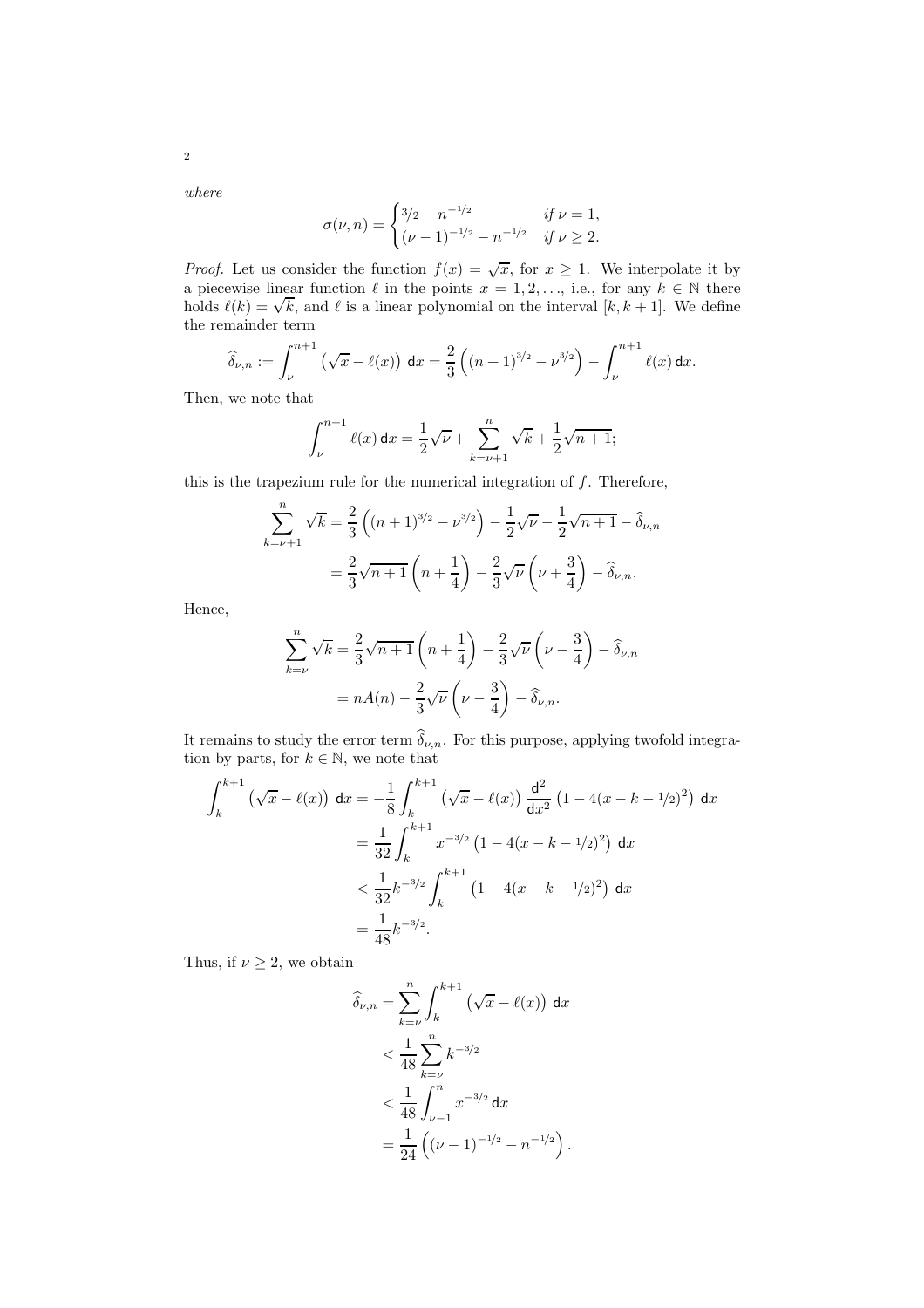*where*

$$\sigma(\nu, n) = \begin{cases} 3/2 - n^{-1/2} & \textit{if } \nu = 1, \\ (\nu-1)^{-1/2} - n^{-1/2} & \textit{if } \nu \geq 2. \end{cases}$$

*Proof.* Let us consider the function $f(x) = \sqrt{x}$, for $x \geq 1$. We interpolate it by a piecewise linear function $\ell$ in the points $x = 1, 2, \ldots$, i.e., for any $k \in \mathbb{N}$ there holds $\ell(k) = \sqrt{k}$, and $\ell$ is a linear polynomial on the interval $[k, k+1]$. We define the remainder term

$$\widehat{\delta}_{\nu,n} := \int_{\nu}^{n+1} \left(\sqrt{x} - \ell(x)\right)\, \mathsf{d}x = \frac{2}{3}\left((n+1)^{3/2} - \nu^{3/2}\right) - \int_{\nu}^{n+1} \ell(x)\, \mathsf{d}x.$$

Then, we note that

$$\int_{\nu}^{n+1} \ell(x)\, \mathsf{d}x = \frac{1}{2}\sqrt{\nu} + \sum_{k=\nu+1}^{n} \sqrt{k} + \frac{1}{2}\sqrt{n+1};$$

this is the trapezium rule for the numerical integration of $f$. Therefore,

$$\begin{aligned}\sum_{k=\nu+1}^{n} \sqrt{k} &= \frac{2}{3}\left((n+1)^{3/2} - \nu^{3/2}\right) - \frac{1}{2}\sqrt{\nu} - \frac{1}{2}\sqrt{n+1} - \widehat{\delta}_{\nu,n} \\ &= \frac{2}{3}\sqrt{n+1}\left(n + \frac{1}{4}\right) - \frac{2}{3}\sqrt{\nu}\left(\nu + \frac{3}{4}\right) - \widehat{\delta}_{\nu,n}.\end{aligned}$$

Hence,

$$\begin{aligned}\sum_{k=\nu}^{n} \sqrt{k} &= \frac{2}{3}\sqrt{n+1}\left(n + \frac{1}{4}\right) - \frac{2}{3}\sqrt{\nu}\left(\nu - \frac{3}{4}\right) - \widehat{\delta}_{\nu,n} \\ &= nA(n) - \frac{2}{3}\sqrt{\nu}\left(\nu - \frac{3}{4}\right) - \widehat{\delta}_{\nu,n}.\end{aligned}$$

It remains to study the error term $\widehat{\delta}_{\nu,n}$. For this purpose, applying twofold integration by parts, for $k \in \mathbb{N}$, we note that

$$\begin{aligned}\int_{k}^{k+1} \left(\sqrt{x} - \ell(x)\right)\, \mathsf{d}x &= -\frac{1}{8}\int_{k}^{k+1} \left(\sqrt{x} - \ell(x)\right) \frac{\mathsf{d}^2}{\mathsf{d}x^2}\left(1 - 4(x - k - 1/2)^2\right)\, \mathsf{d}x \\ &= \frac{1}{32}\int_{k}^{k+1} x^{-3/2}\left(1 - 4(x - k - 1/2)^2\right)\, \mathsf{d}x \\ &< \frac{1}{32}k^{-3/2}\int_{k}^{k+1} \left(1 - 4(x - k - 1/2)^2\right)\, \mathsf{d}x \\ &= \frac{1}{48}k^{-3/2}.\end{aligned}$$

Thus, if $\nu \geq 2$, we obtain

$$\begin{aligned}\widehat{\delta}_{\nu,n} &= \sum_{k=\nu}^{n} \int_{k}^{k+1} \left(\sqrt{x} - \ell(x)\right)\, \mathsf{d}x \\ &< \frac{1}{48}\sum_{k=\nu}^{n} k^{-3/2} \\ &< \frac{1}{48}\int_{\nu-1}^{n} x^{-3/2}\, \mathsf{d}x \\ &= \frac{1}{24}\left((\nu-1)^{-1/2} - n^{-1/2}\right).\end{aligned}$$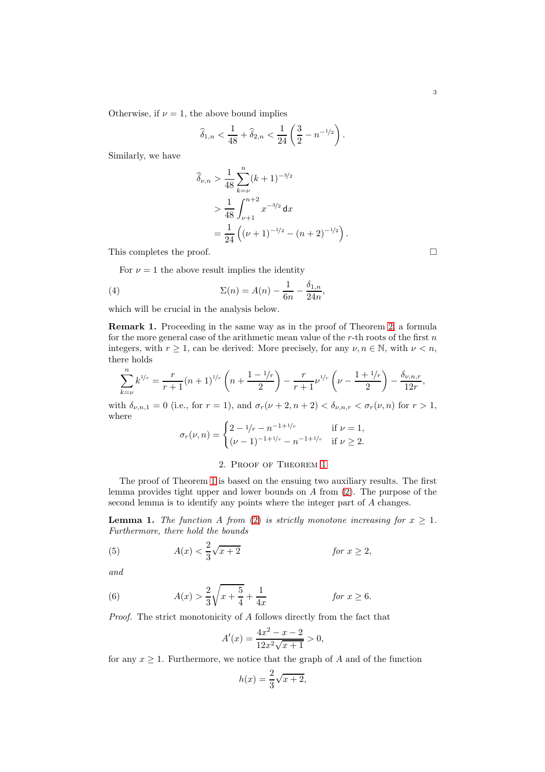Otherwise, if $\nu = 1$, the above bound implies

$$\widehat{\delta}_{1,n} < \frac{1}{48} + \widehat{\delta}_{2,n} < \frac{1}{24}\left(\frac{3}{2} - n^{-1/2}\right).$$

Similarly, we have

$$\begin{aligned}
\widehat{\delta}_{\nu,n} &> \frac{1}{48}\sum_{k=\nu}^{n}(k+1)^{-3/2} \\
&> \frac{1}{48}\int_{\nu+1}^{n+2} x^{-3/2}\,\mathsf{d}x \\
&= \frac{1}{24}\left((\nu+1)^{-1/2} - (n+2)^{-1/2}\right).
\end{aligned}$$

This completes the proof. $\square$

For $\nu = 1$ the above result implies the identity

$$\Sigma(n) = A(n) - \frac{1}{6n} - \frac{\delta_{1,n}}{24n}, \tag{4}$$

which will be crucial in the analysis below.

**Remark 1.** Proceeding in the same way as in the proof of Theorem 2, a formula for the more general case of the arithmetic mean value of the $r$-th roots of the first $n$ integers, with $r \geq 1$, can be derived: More precisely, for any $\nu, n \in \mathbb{N}$, with $\nu < n$, there holds

$$\sum_{k=\nu}^{n} k^{1/r} = \frac{r}{r+1}(n+1)^{1/r}\left(n + \frac{1 - 1/r}{2}\right) - \frac{r}{r+1}\nu^{1/r}\left(\nu - \frac{1 + 1/r}{2}\right) - \frac{\delta_{\nu,n,r}}{12r},$$

with $\delta_{\nu,n,1} = 0$ (i.e., for $r = 1$), and $\sigma_r(\nu+2, n+2) < \delta_{\nu,n,r} < \sigma_r(\nu, n)$ for $r > 1$, where

$$\sigma_r(\nu, n) = \begin{cases} 2 - 1/r - n^{-1+1/r} & \text{if } \nu = 1, \\ (\nu-1)^{-1+1/r} - n^{-1+1/r} & \text{if } \nu \geq 2. \end{cases}$$

## 2. Proof of Theorem 1

The proof of Theorem 1 is based on the ensuing two auxiliary results. The first lemma provides tight upper and lower bounds on $A$ from (2). The purpose of the second lemma is to identify any points where the integer part of $A$ changes.

**Lemma 1.** *The function $A$ from (2) is strictly monotone increasing for $x \geq 1$. Furthermore, there hold the bounds*

$$A(x) < \frac{2}{3}\sqrt{x+2} \qquad \text{for } x \geq 2, \tag{5}$$

*and*

$$A(x) > \frac{2}{3}\sqrt{x + \frac{5}{4}} + \frac{1}{4x} \qquad \text{for } x \geq 6. \tag{6}$$

*Proof.* The strict monotonicity of $A$ follows directly from the fact that

$$A'(x) = \frac{4x^2 - x - 2}{12x^2\sqrt{x+1}} > 0,$$

for any $x \geq 1$. Furthermore, we notice that the graph of $A$ and of the function

$$h(x) = \frac{2}{3}\sqrt{x+2},$$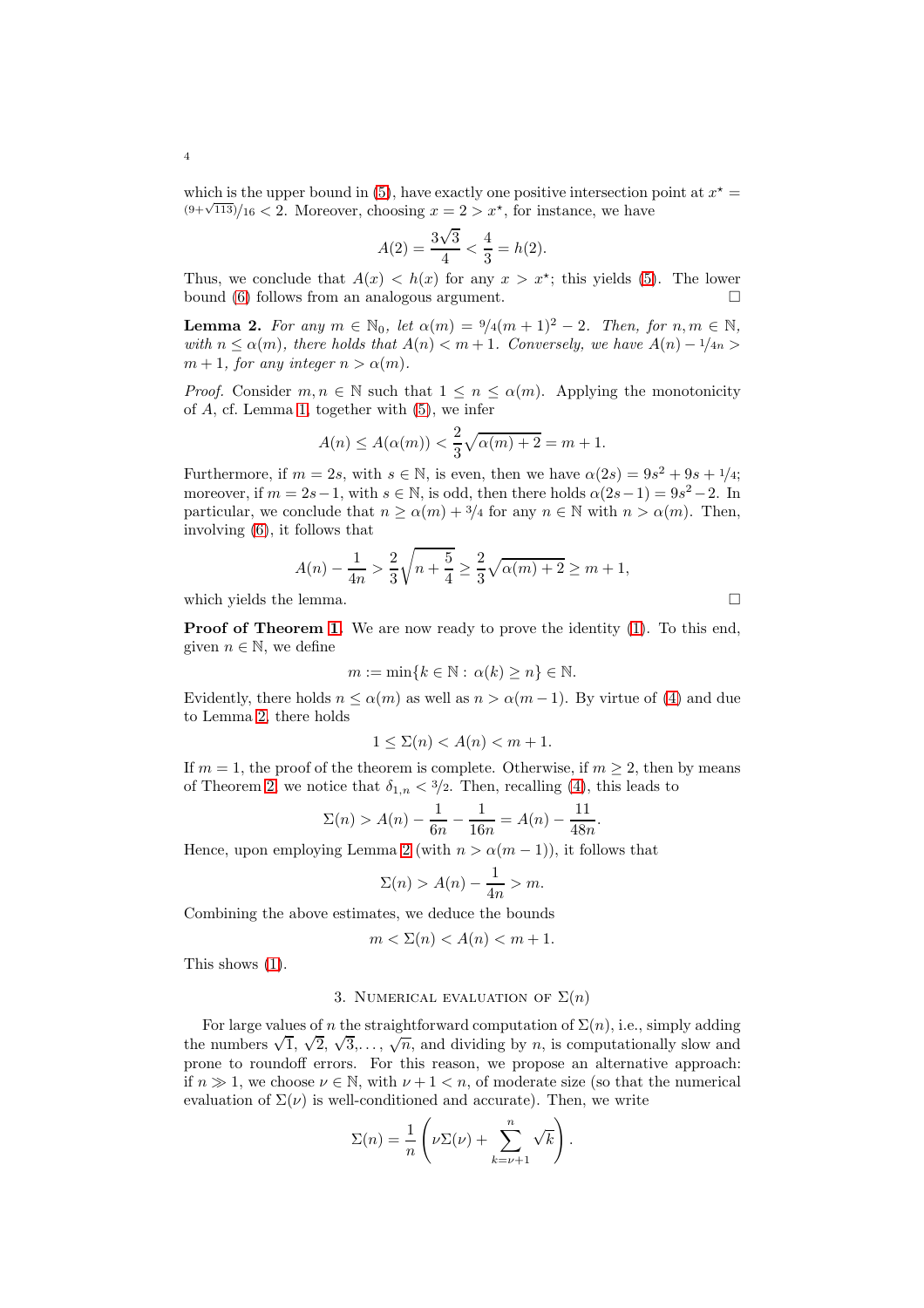which is the upper bound in (5), have exactly one positive intersection point at $x^\star = {(9+\sqrt{113})}/{16} < 2$. Moreover, choosing $x = 2 > x^\star$, for instance, we have

$$A(2) = \frac{3\sqrt{3}}{4} < \frac{4}{3} = h(2).$$

Thus, we conclude that $A(x) < h(x)$ for any $x > x^\star$; this yields (5). The lower bound (6) follows from an analogous argument. $\square$

**Lemma 2.** *For any $m \in \mathbb{N}_0$, let $\alpha(m) = {9}/{4}(m+1)^2 - 2$. Then, for $n, m \in \mathbb{N}$, with $n \leq \alpha(m)$, there holds that $A(n) < m+1$. Conversely, we have $A(n) - {1}/{4n} > m+1$, for any integer $n > \alpha(m)$.*

*Proof.* Consider $m, n \in \mathbb{N}$ such that $1 \leq n \leq \alpha(m)$. Applying the monotonicity of $A$, cf. Lemma 1, together with (5), we infer

$$A(n) \leq A(\alpha(m)) < \frac{2}{3}\sqrt{\alpha(m) + 2} = m+1.$$

Furthermore, if $m = 2s$, with $s \in \mathbb{N}$, is even, then we have $\alpha(2s) = 9s^2 + 9s + {1}/{4}$; moreover, if $m = 2s-1$, with $s \in \mathbb{N}$, is odd, then there holds $\alpha(2s-1) = 9s^2 - 2$. In particular, we conclude that $n \geq \alpha(m) + {3}/{4}$ for any $n \in \mathbb{N}$ with $n > \alpha(m)$. Then, involving (6), it follows that

$$A(n) - \frac{1}{4n} > \frac{2}{3}\sqrt{n + \frac{5}{4}} \geq \frac{2}{3}\sqrt{\alpha(m) + 2} \geq m+1,$$

which yields the lemma. $\square$

**Proof of Theorem 1.** We are now ready to prove the identity (1). To this end, given $n \in \mathbb{N}$, we define

$$m := \min\{k \in \mathbb{N} : \alpha(k) \geq n\} \in \mathbb{N}.$$

Evidently, there holds $n \leq \alpha(m)$ as well as $n > \alpha(m-1)$. By virtue of (4) and due to Lemma 2, there holds

$$1 \leq \Sigma(n) < A(n) < m+1.$$

If $m = 1$, the proof of the theorem is complete. Otherwise, if $m \geq 2$, then by means of Theorem 2, we notice that $\delta_{1,n} < {3}/{2}$. Then, recalling (4), this leads to

$$\Sigma(n) > A(n) - \frac{1}{6n} - \frac{1}{16n} = A(n) - \frac{11}{48n}.$$

Hence, upon employing Lemma 2 (with $n > \alpha(m-1)$), it follows that

$$\Sigma(n) > A(n) - \frac{1}{4n} > m.$$

Combining the above estimates, we deduce the bounds

$$m < \Sigma(n) < A(n) < m+1.$$

This shows (1).

## 3. Numerical evaluation of $\Sigma(n)$

For large values of $n$ the straightforward computation of $\Sigma(n)$, i.e., simply adding the numbers $\sqrt{1}$, $\sqrt{2}$, $\sqrt{3}, \ldots$, $\sqrt{n}$, and dividing by $n$, is computationally slow and prone to roundoff errors. For this reason, we propose an alternative approach: if $n \gg 1$, we choose $\nu \in \mathbb{N}$, with $\nu + 1 < n$, of moderate size (so that the numerical evaluation of $\Sigma(\nu)$ is well-conditioned and accurate). Then, we write

$$\Sigma(n) = \frac{1}{n}\left(\nu\Sigma(\nu) + \sum_{k=\nu+1}^{n} \sqrt{k}\right).$$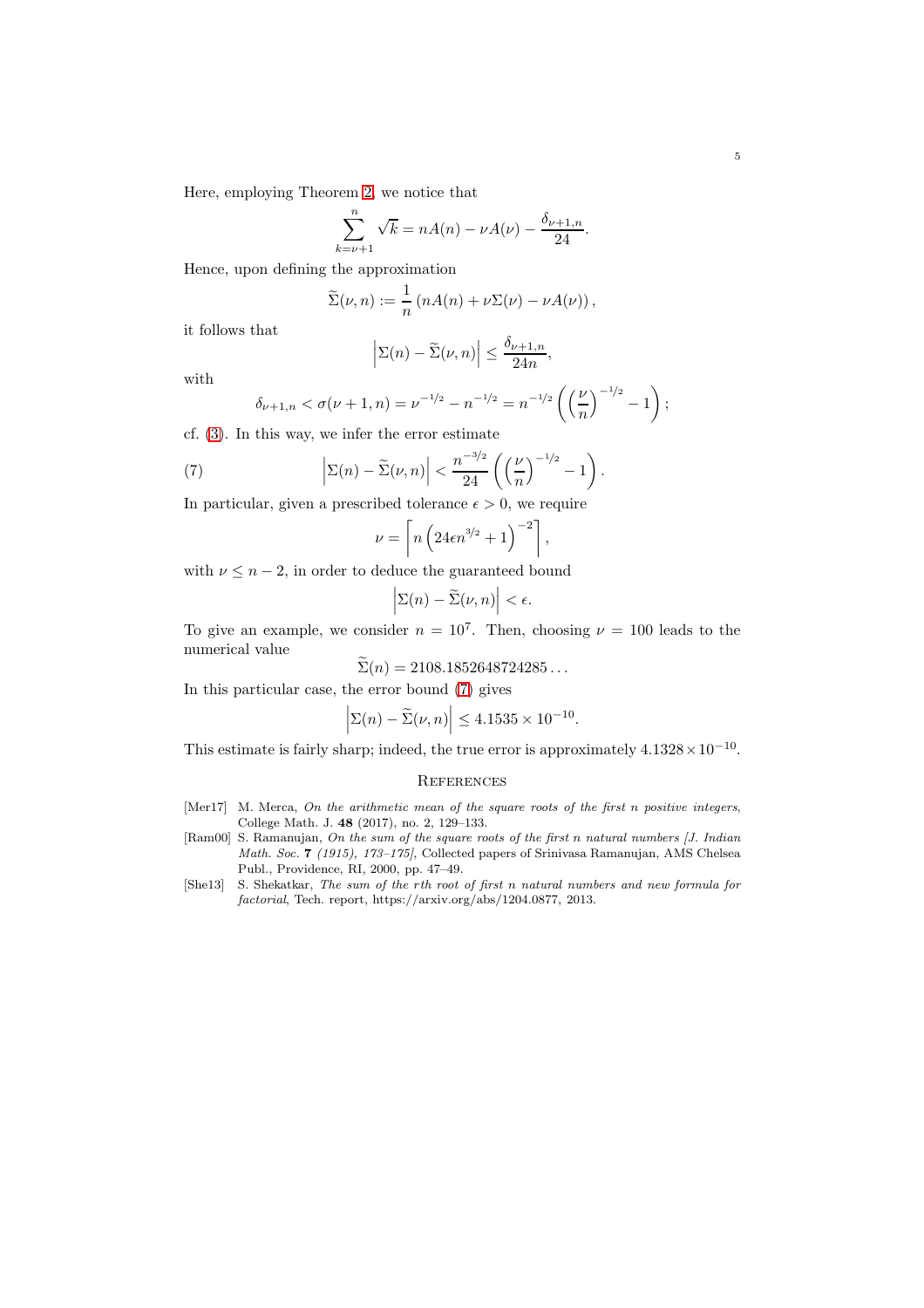Here, employing Theorem 2, we notice that

$$\sum_{k=\nu+1}^{n} \sqrt{k} = nA(n) - \nu A(\nu) - \frac{\delta_{\nu+1,n}}{24}.$$

Hence, upon defining the approximation

$$\widetilde{\Sigma}(\nu, n) := \frac{1}{n}\left(nA(n) + \nu\Sigma(\nu) - \nu A(\nu)\right),$$

it follows that

$$\left|\Sigma(n) - \widetilde{\Sigma}(\nu, n)\right| \leq \frac{\delta_{\nu+1,n}}{24n},$$

with

$$\delta_{\nu+1,n} < \sigma(\nu+1, n) = \nu^{-1/2} - n^{-1/2} = n^{-1/2}\left(\left(\frac{\nu}{n}\right)^{-1/2} - 1\right);$$

cf. (3). In this way, we infer the error estimate

$$\left|\Sigma(n) - \widetilde{\Sigma}(\nu, n)\right| < \frac{n^{-3/2}}{24}\left(\left(\frac{\nu}{n}\right)^{-1/2} - 1\right). \tag{7}$$

In particular, given a prescribed tolerance $\epsilon > 0$, we require

$$\nu = \left\lceil n\left(24\epsilon n^{3/2} + 1\right)^{-2}\right\rceil,$$

with $\nu \leq n - 2$, in order to deduce the guaranteed bound

$$\left|\Sigma(n) - \widetilde{\Sigma}(\nu, n)\right| < \epsilon.$$

To give an example, we consider $n = 10^7$. Then, choosing $\nu = 100$ leads to the numerical value

$$\widetilde{\Sigma}(n) = 2108.1852648724285\ldots$$

In this particular case, the error bound (7) gives

$$\left|\Sigma(n) - \widetilde{\Sigma}(\nu, n)\right| \leq 4.1535 \times 10^{-10}.$$

This estimate is fairly sharp; indeed, the true error is approximately $4.1328 \times 10^{-10}$.

## References

[Mer17] M. Merca, *On the arithmetic mean of the square roots of the first n positive integers*, College Math. J. **48** (2017), no. 2, 129–133.

[Ram00] S. Ramanujan, *On the sum of the square roots of the first n natural numbers [J. Indian Math. Soc.* **7** *(1915), 173–175]*, Collected papers of Srinivasa Ramanujan, AMS Chelsea Publ., Providence, RI, 2000, pp. 47–49.

[She13] S. Shekatkar, *The sum of the rth root of first n natural numbers and new formula for factorial*, Tech. report, https://arxiv.org/abs/1204.0877, 2013.